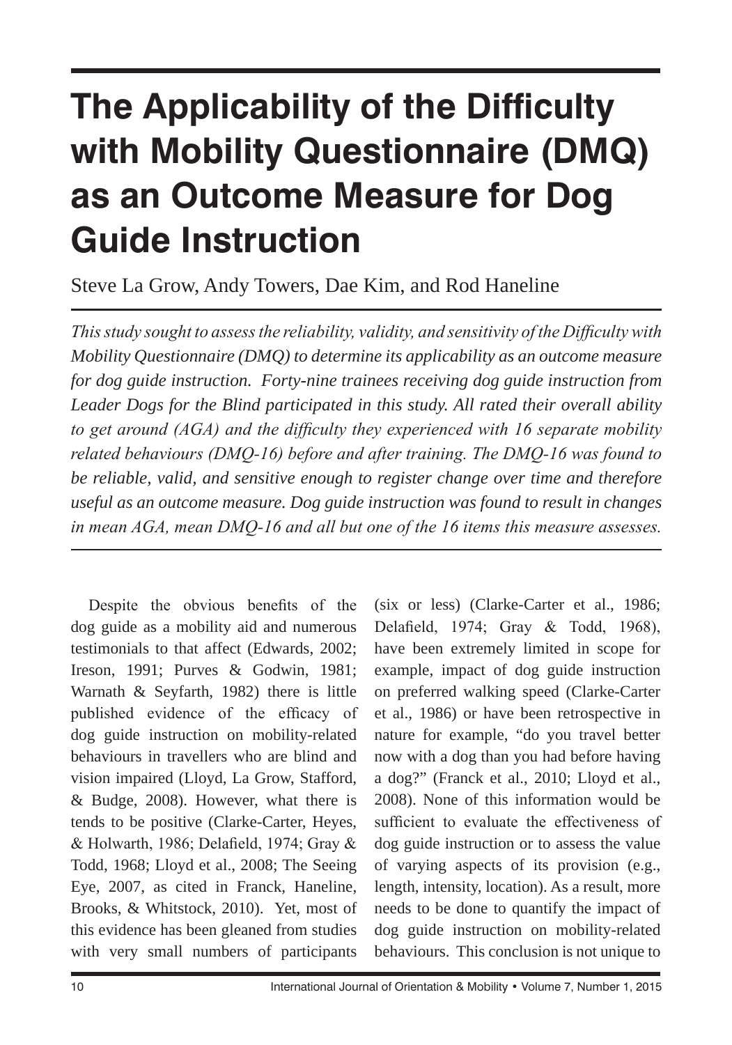# The Applicability of the Difficulty with Mobility Questionnaire (DMQ) as an Outcome Measure for Dog Guide Instruction

Steve La Grow, Andy Towers, Dae Kim, and Rod Haneline

*This study sought to assess the reliability, validity, and sensitivity of the Difficulty with Mobility Questionnaire (DMQ) to determine its applicability as an outcome measure for dog guide instruction. Forty-nine trainees receiving dog guide instruction from Leader Dogs for the Blind participated in this study. All rated their overall ability to get around (AGA) and the difficulty they experienced with 16 separate mobility related behaviours (DMQ-16) before and after training. The DMQ-16 was found to be reliable, valid, and sensitive enough to register change over time and therefore useful as an outcome measure. Dog guide instruction was found to result in changes in mean AGA, mean DMQ-16 and all but one of the 16 items this measure assesses.*

Despite the obvious benefits of the dog guide as a mobility aid and numerous testimonials to that affect (Edwards, 2002; Ireson, 1991; Purves & Godwin, 1981; Warnath & Seyfarth, 1982) there is little published evidence of the efficacy of dog guide instruction on mobility-related behaviours in travellers who are blind and vision impaired (Lloyd, La Grow, Stafford, & Budge, 2008). However, what there is tends to be positive (Clarke-Carter, Heyes, & Holwarth, 1986; Delafield, 1974; Gray & Todd, 1968; Lloyd et al., 2008; The Seeing Eye, 2007, as cited in Franck, Haneline, Brooks, & Whitstock, 2010). Yet, most of this evidence has been gleaned from studies with very small numbers of participants (six or less) (Clarke-Carter et al., 1986; Delafield, 1974; Gray & Todd, 1968), have been extremely limited in scope for example, impact of dog guide instruction on preferred walking speed (Clarke-Carter et al., 1986) or have been retrospective in nature for example, "do you travel better now with a dog than you had before having a dog?" (Franck et al., 2010; Lloyd et al., 2008). None of this information would be sufficient to evaluate the effectiveness of dog guide instruction or to assess the value of varying aspects of its provision (e.g., length, intensity, location). As a result, more needs to be done to quantify the impact of dog guide instruction on mobility-related behaviours. This conclusion is not unique to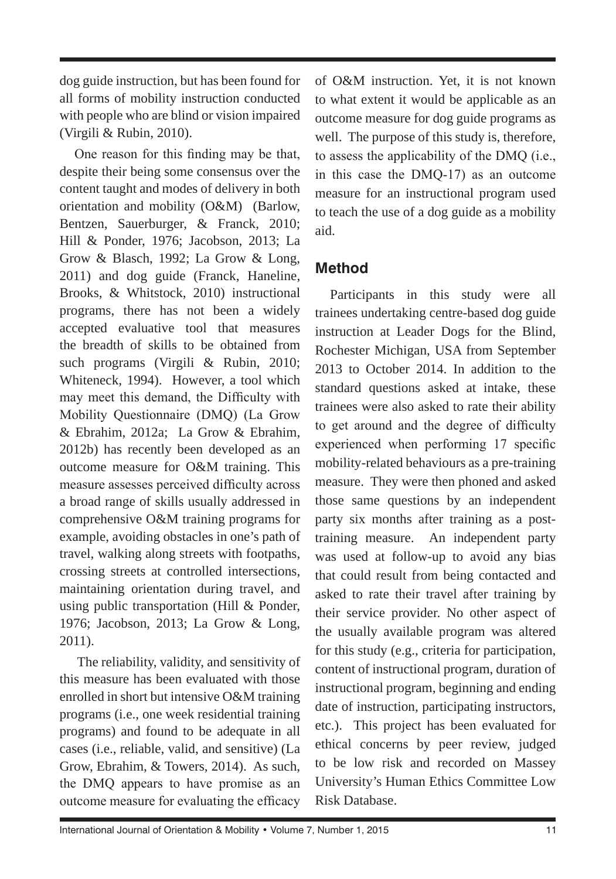dog guide instruction, but has been found for all forms of mobility instruction conducted with people who are blind or vision impaired (Virgili & Rubin, 2010).

One reason for this finding may be that, despite their being some consensus over the content taught and modes of delivery in both orientation and mobility (O&M) (Barlow, Bentzen, Sauerburger, & Franck, 2010; Hill & Ponder, 1976; Jacobson, 2013; La Grow & Blasch, 1992; La Grow & Long, 2011) and dog guide (Franck, Haneline, Brooks, & Whitstock, 2010) instructional programs, there has not been a widely accepted evaluative tool that measures the breadth of skills to be obtained from such programs (Virgili & Rubin, 2010; Whiteneck, 1994). However, a tool which may meet this demand, the Difficulty with Mobility Questionnaire (DMQ) (La Grow & Ebrahim, 2012a; La Grow & Ebrahim, 2012b) has recently been developed as an outcome measure for O&M training. This measure assesses perceived difficulty across a broad range of skills usually addressed in comprehensive O&M training programs for example, avoiding obstacles in one's path of travel, walking along streets with footpaths, crossing streets at controlled intersections, maintaining orientation during travel, and using public transportation (Hill & Ponder, 1976; Jacobson, 2013; La Grow & Long, 2011).

The reliability, validity, and sensitivity of this measure has been evaluated with those enrolled in short but intensive O&M training programs (i.e., one week residential training programs) and found to be adequate in all cases (i.e., reliable, valid, and sensitive) (La Grow, Ebrahim, & Towers, 2014). As such, the DMQ appears to have promise as an outcome measure for evaluating the efficacy of O&M instruction. Yet, it is not known to what extent it would be applicable as an outcome measure for dog guide programs as well. The purpose of this study is, therefore, to assess the applicability of the DMQ (i.e., in this case the DMQ-17) as an outcome measure for an instructional program used to teach the use of a dog guide as a mobility aid.

## Method

Participants in this study were all trainees undertaking centre-based dog guide instruction at Leader Dogs for the Blind, Rochester Michigan, USA from September 2013 to October 2014. In addition to the standard questions asked at intake, these trainees were also asked to rate their ability to get around and the degree of difficulty experienced when performing 17 specific mobility-related behaviours as a pre-training measure. They were then phoned and asked those same questions by an independent party six months after training as a post-training measure. An independent party was used at follow-up to avoid any bias that could result from being contacted and asked to rate their travel after training by their service provider. No other aspect of the usually available program was altered for this study (e.g., criteria for participation, content of instructional program, duration of instructional program, beginning and ending date of instruction, participating instructors, etc.). This project has been evaluated for ethical concerns by peer review, judged to be low risk and recorded on Massey University's Human Ethics Committee Low Risk Database.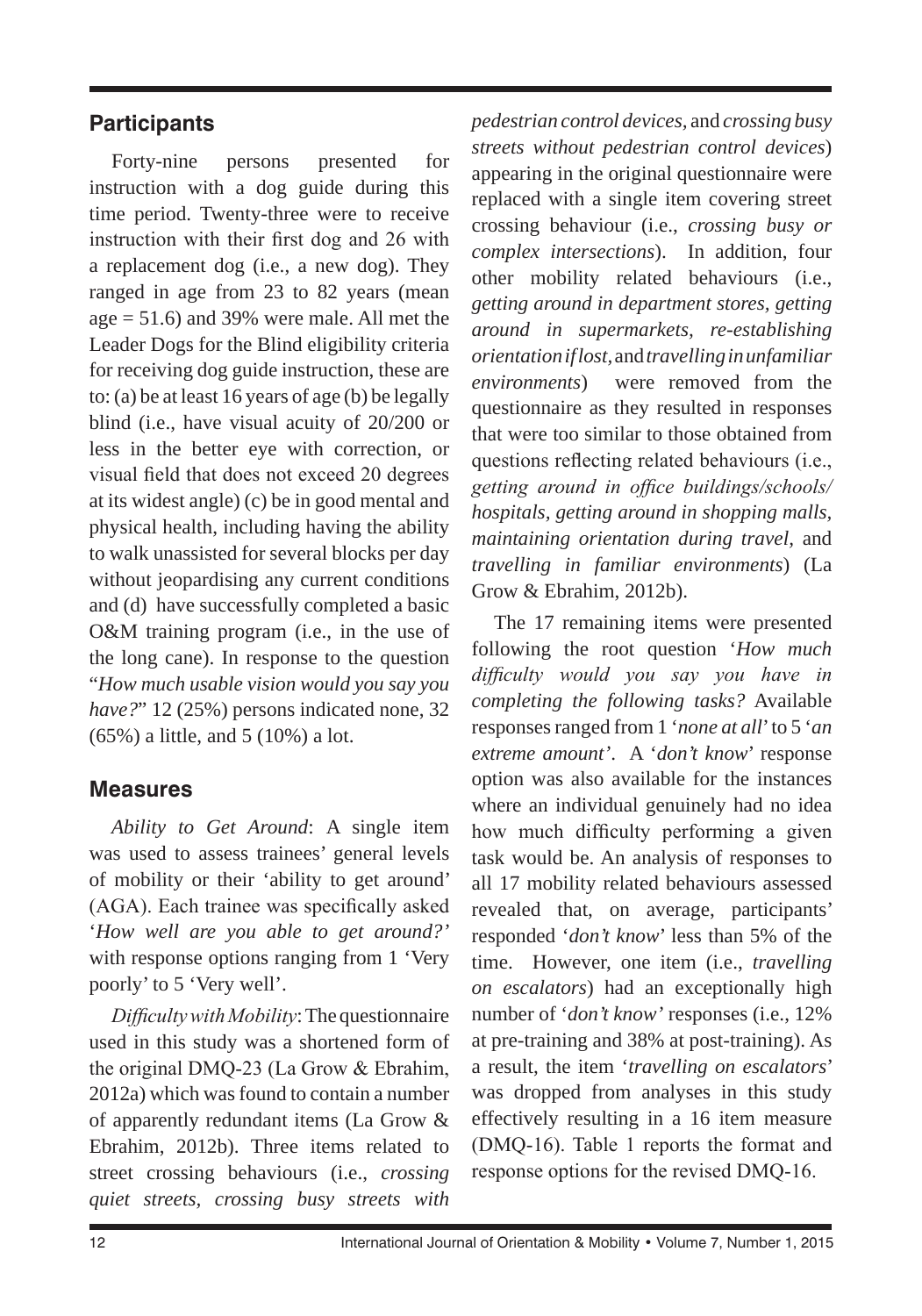## Participants

Forty-nine persons presented for instruction with a dog guide during this time period. Twenty-three were to receive instruction with their first dog and 26 with a replacement dog (i.e., a new dog). They ranged in age from 23 to 82 years (mean age = 51.6) and 39% were male. All met the Leader Dogs for the Blind eligibility criteria for receiving dog guide instruction, these are to: (a) be at least 16 years of age (b) be legally blind (i.e., have visual acuity of 20/200 or less in the better eye with correction, or visual field that does not exceed 20 degrees at its widest angle) (c) be in good mental and physical health, including having the ability to walk unassisted for several blocks per day without jeopardising any current conditions and (d) have successfully completed a basic O&M training program (i.e., in the use of the long cane). In response to the question "*How much usable vision would you say you have?*" 12 (25%) persons indicated none, 32 (65%) a little, and 5 (10%) a lot.

## Measures

*Ability to Get Around*: A single item was used to assess trainees' general levels of mobility or their 'ability to get around' (AGA). Each trainee was specifically asked '*How well are you able to get around?'* with response options ranging from 1 'Very poorly' to 5 'Very well'.

*Difficulty with Mobility*: The questionnaire used in this study was a shortened form of the original DMQ-23 (La Grow & Ebrahim, 2012a) which was found to contain a number of apparently redundant items (La Grow & Ebrahim, 2012b). Three items related to street crossing behaviours (i.e., *crossing quiet streets, crossing busy streets with pedestrian control devices,* and *crossing busy streets without pedestrian control devices*) appearing in the original questionnaire were replaced with a single item covering street crossing behaviour (i.e., *crossing busy or complex intersections*). In addition, four other mobility related behaviours (i.e., *getting around in department stores, getting around in supermarkets, re-establishing orientation if lost,* and *travelling in unfamiliar environments*) were removed from the questionnaire as they resulted in responses that were too similar to those obtained from questions reflecting related behaviours (i.e., *getting around in office buildings/schools/hospitals, getting around in shopping malls, maintaining orientation during travel,* and *travelling in familiar environments*) (La Grow & Ebrahim, 2012b).

The 17 remaining items were presented following the root question '*How much difficulty would you say you have in completing the following tasks?* Available responses ranged from 1 '*none at all*' to 5 '*an extreme amount'*. A '*don't know*' response option was also available for the instances where an individual genuinely had no idea how much difficulty performing a given task would be. An analysis of responses to all 17 mobility related behaviours assessed revealed that, on average, participants' responded '*don't know*' less than 5% of the time. However, one item (i.e., *travelling on escalators*) had an exceptionally high number of '*don't know'* responses (i.e., 12% at pre-training and 38% at post-training). As a result, the item '*travelling on escalators*' was dropped from analyses in this study effectively resulting in a 16 item measure (DMQ-16). Table 1 reports the format and response options for the revised DMQ-16.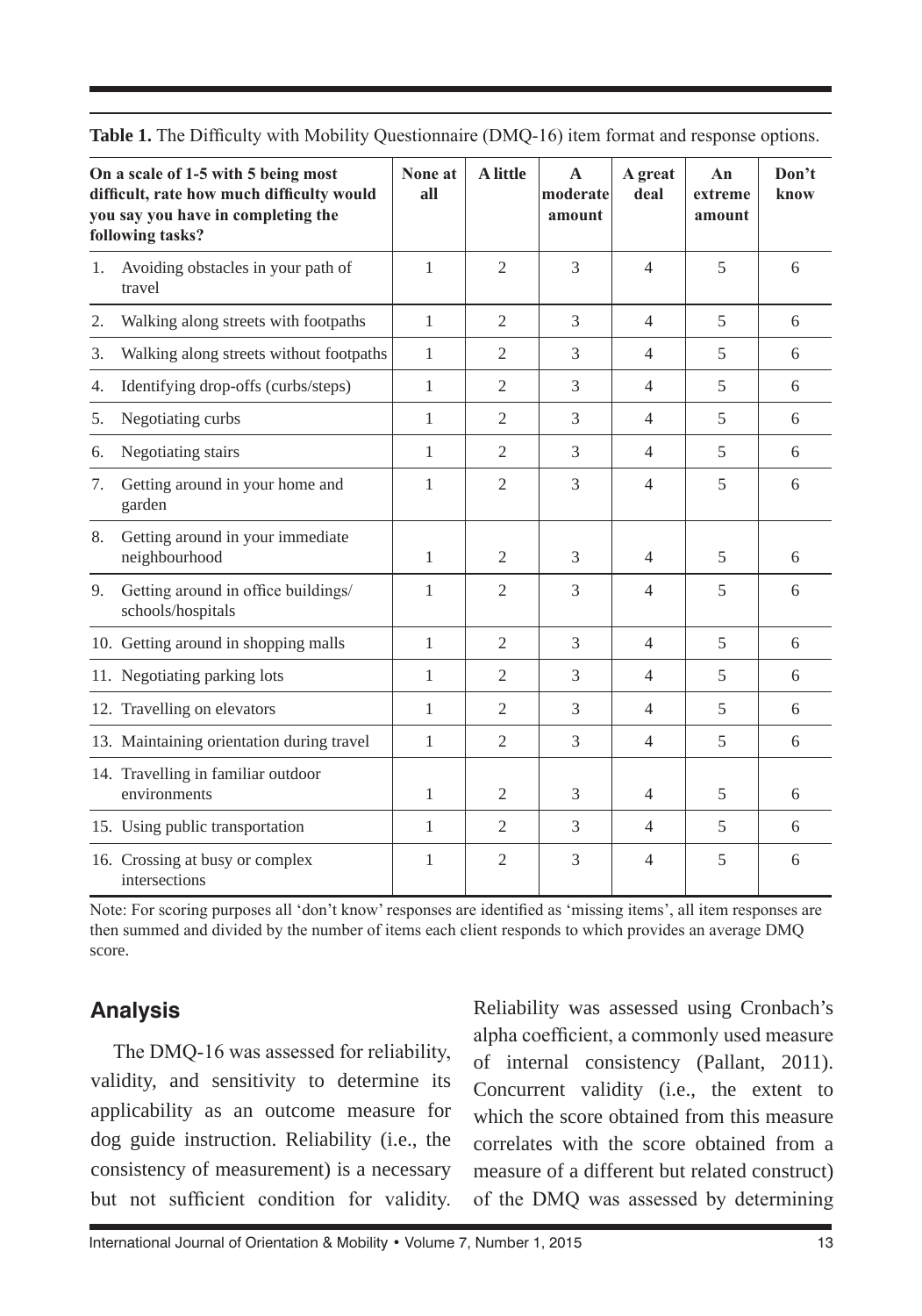**Table 1.** The Difficulty with Mobility Questionnaire (DMQ-16) item format and response options.

| On a scale of 1-5 with 5 being most difficult, rate how much difficulty would you say you have in completing the following tasks? | None at all | A little | A moderate amount | A great deal | An extreme amount | Don't know |
|---|---|---|---|---|---|---|
| 1. Avoiding obstacles in your path of travel | 1 | 2 | 3 | 4 | 5 | 6 |
| 2. Walking along streets with footpaths | 1 | 2 | 3 | 4 | 5 | 6 |
| 3. Walking along streets without footpaths | 1 | 2 | 3 | 4 | 5 | 6 |
| 4. Identifying drop-offs (curbs/steps) | 1 | 2 | 3 | 4 | 5 | 6 |
| 5. Negotiating curbs | 1 | 2 | 3 | 4 | 5 | 6 |
| 6. Negotiating stairs | 1 | 2 | 3 | 4 | 5 | 6 |
| 7. Getting around in your home and garden | 1 | 2 | 3 | 4 | 5 | 6 |
| 8. Getting around in your immediate neighbourhood | 1 | 2 | 3 | 4 | 5 | 6 |
| 9. Getting around in office buildings/ schools/hospitals | 1 | 2 | 3 | 4 | 5 | 6 |
| 10. Getting around in shopping malls | 1 | 2 | 3 | 4 | 5 | 6 |
| 11. Negotiating parking lots | 1 | 2 | 3 | 4 | 5 | 6 |
| 12. Travelling on elevators | 1 | 2 | 3 | 4 | 5 | 6 |
| 13. Maintaining orientation during travel | 1 | 2 | 3 | 4 | 5 | 6 |
| 14. Travelling in familiar outdoor environments | 1 | 2 | 3 | 4 | 5 | 6 |
| 15. Using public transportation | 1 | 2 | 3 | 4 | 5 | 6 |
| 16. Crossing at busy or complex intersections | 1 | 2 | 3 | 4 | 5 | 6 |

Note: For scoring purposes all 'don't know' responses are identified as 'missing items', all item responses are then summed and divided by the number of items each client responds to which provides an average DMQ score.

## Analysis

The DMQ-16 was assessed for reliability, validity, and sensitivity to determine its applicability as an outcome measure for dog guide instruction. Reliability (i.e., the consistency of measurement) is a necessary but not sufficient condition for validity. Reliability was assessed using Cronbach's alpha coefficient, a commonly used measure of internal consistency (Pallant, 2011). Concurrent validity (i.e., the extent to which the score obtained from this measure correlates with the score obtained from a measure of a different but related construct) of the DMQ was assessed by determining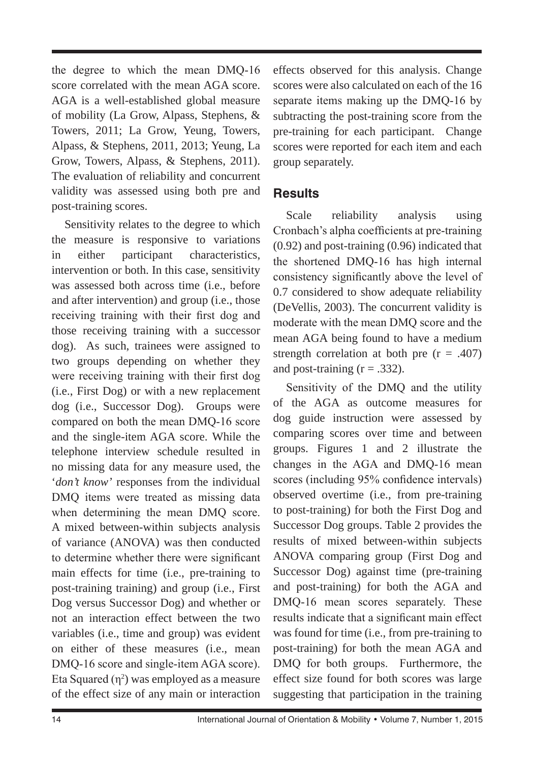the degree to which the mean DMQ-16 score correlated with the mean AGA score. AGA is a well-established global measure of mobility (La Grow, Alpass, Stephens, & Towers, 2011; La Grow, Yeung, Towers, Alpass, & Stephens, 2011, 2013; Yeung, La Grow, Towers, Alpass, & Stephens, 2011). The evaluation of reliability and concurrent validity was assessed using both pre and post-training scores.

Sensitivity relates to the degree to which the measure is responsive to variations in either participant characteristics, intervention or both. In this case, sensitivity was assessed both across time (i.e., before and after intervention) and group (i.e., those receiving training with their first dog and those receiving training with a successor dog). As such, trainees were assigned to two groups depending on whether they were receiving training with their first dog (i.e., First Dog) or with a new replacement dog (i.e., Successor Dog). Groups were compared on both the mean DMQ-16 score and the single-item AGA score. While the telephone interview schedule resulted in no missing data for any measure used, the '*don't know*' responses from the individual DMQ items were treated as missing data when determining the mean DMQ score. A mixed between-within subjects analysis of variance (ANOVA) was then conducted to determine whether there were significant main effects for time (i.e., pre-training to post-training training) and group (i.e., First Dog versus Successor Dog) and whether or not an interaction effect between the two variables (i.e., time and group) was evident on either of these measures (i.e., mean DMQ-16 score and single-item AGA score). Eta Squared ($\eta^2$) was employed as a measure of the effect size of any main or interaction effects observed for this analysis. Change scores were also calculated on each of the 16 separate items making up the DMQ-16 by subtracting the post-training score from the pre-training for each participant. Change scores were reported for each item and each group separately.

## Results

Scale reliability analysis using Cronbach's alpha coefficients at pre-training (0.92) and post-training (0.96) indicated that the shortened DMQ-16 has high internal consistency significantly above the level of 0.7 considered to show adequate reliability (DeVellis, 2003). The concurrent validity is moderate with the mean DMQ score and the mean AGA being found to have a medium strength correlation at both pre ($r = .407$) and post-training ($r = .332$).

Sensitivity of the DMQ and the utility of the AGA as outcome measures for dog guide instruction were assessed by comparing scores over time and between groups. Figures 1 and 2 illustrate the changes in the AGA and DMQ-16 mean scores (including 95% confidence intervals) observed overtime (i.e., from pre-training to post-training) for both the First Dog and Successor Dog groups. Table 2 provides the results of mixed between-within subjects ANOVA comparing group (First Dog and Successor Dog) against time (pre-training and post-training) for both the AGA and DMQ-16 mean scores separately. These results indicate that a significant main effect was found for time (i.e., from pre-training to post-training) for both the mean AGA and DMQ for both groups. Furthermore, the effect size found for both scores was large suggesting that participation in the training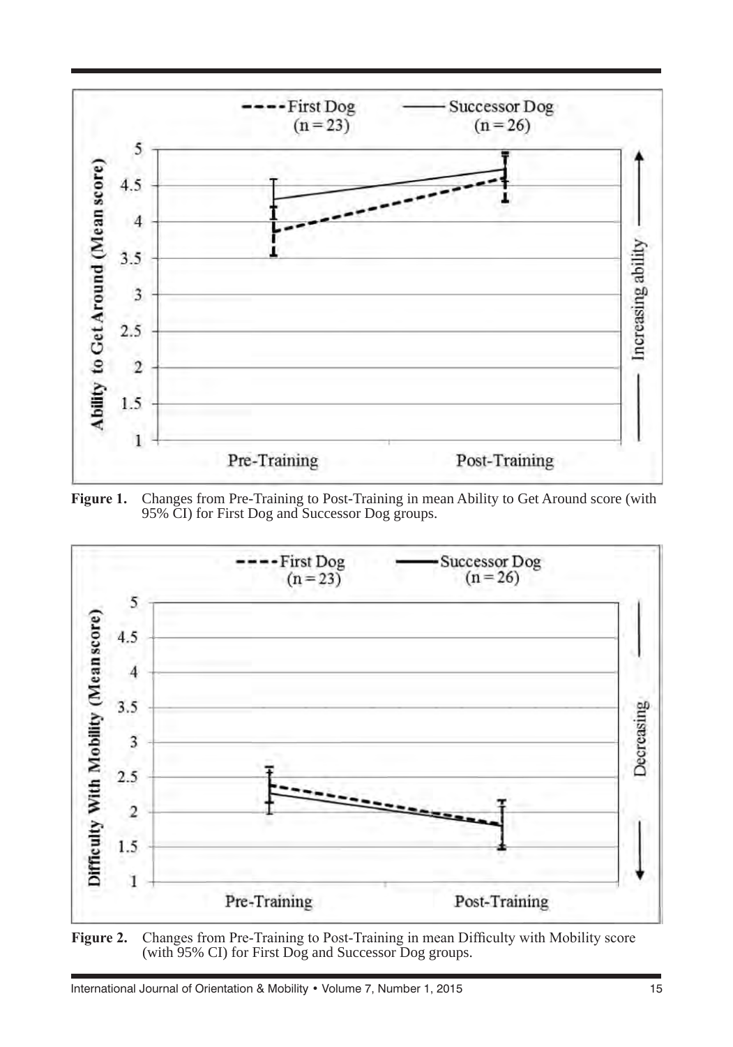**Figure 1.** Changes from Pre-Training to Post-Training in mean Ability to Get Around score (with 95% CI) for First Dog and Successor Dog groups.

**Figure 2.** Changes from Pre-Training to Post-Training in mean Difficulty with Mobility score (with 95% CI) for First Dog and Successor Dog groups.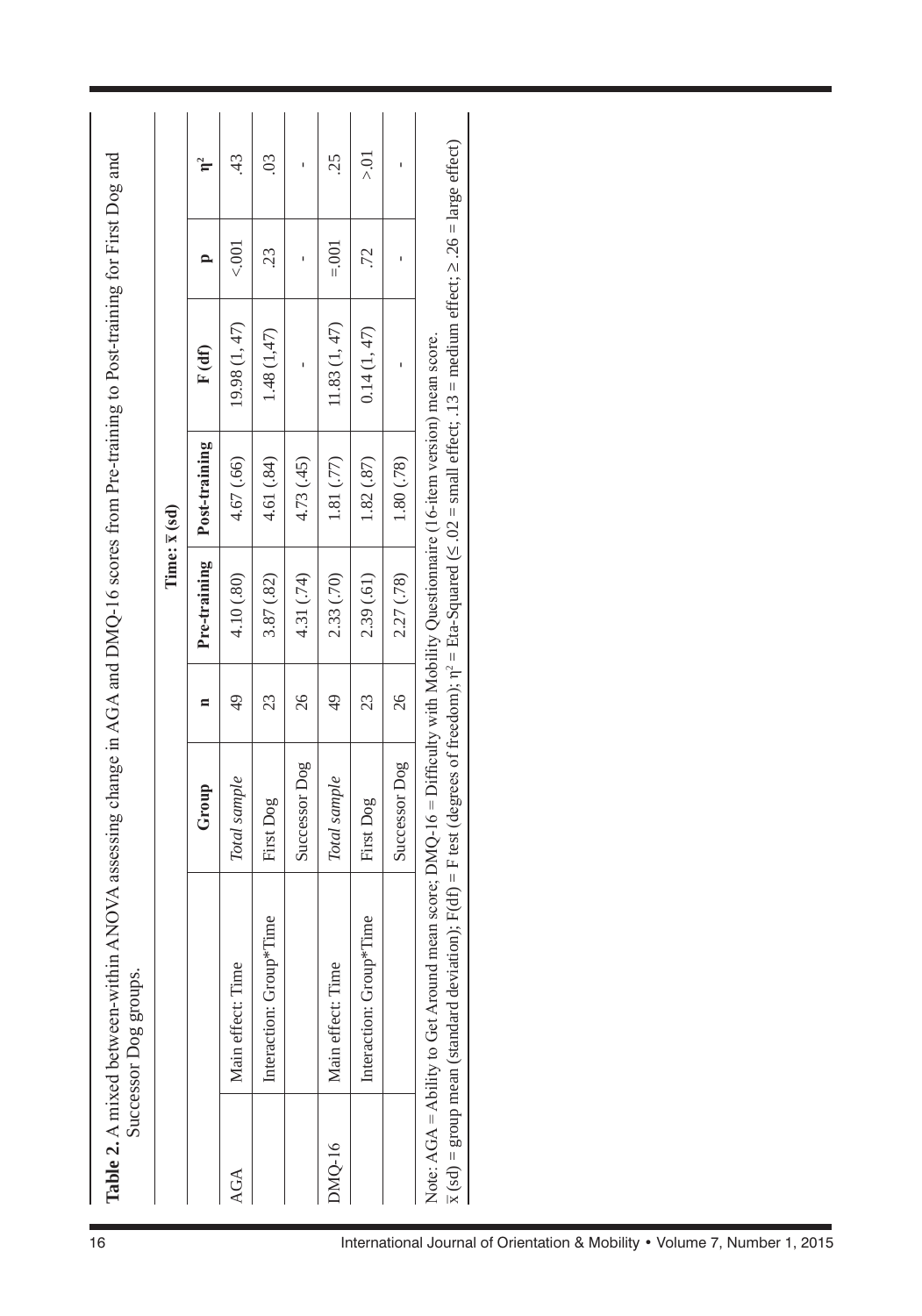**Table 2.** A mixed between-within ANOVA assessing change in AGA and DMQ-16 scores from Pre-training to Post-training for First Dog and Successor Dog groups.

| | | Group | n | Time: $\bar{x}$ (sd) | | F (df) | p | $\eta^2$ |
|---|---|---|---|---|---|---|---|---|
| | | | | Pre-training | Post-training | | | |
| AGA | Main effect: Time | *Total sample* | 49 | 4.10 (.80) | 4.67 (.66) | 19.98 (1, 47) | <.001 | .43 |
| | Interaction: Group*Time | First Dog | 23 | 3.87 (.82) | 4.61 (.84) | 1.48 (1,47) | .23 | .03 |
| | | Successor Dog | 26 | 4.31 (.74) | 4.73 (.45) | - | - | - |
| DMQ-16 | Main effect: Time | *Total sample* | 49 | 2.33 (.70) | 1.81 (.77) | 11.83 (1, 47) | =.001 | .25 |
| | Interaction: Group*Time | First Dog | 23 | 2.39 (.61) | 1.82 (.87) | 0.14 (1, 47) | .72 | >.01 |
| | | Successor Dog | 26 | 2.27 (.78) | 1.80 (.78) | - | - | - |

Note: AGA = Ability to Get Around mean score; DMQ-16 = Difficulty with Mobility Questionnaire (16-item version) mean score.
$\bar{x}$ (sd) = group mean (standard deviation); F(df) = F test (degrees of freedom); $\eta^2$ = Eta-Squared ($\leq .02$ = small effect; .13 = medium effect; $\geq .26$ = large effect)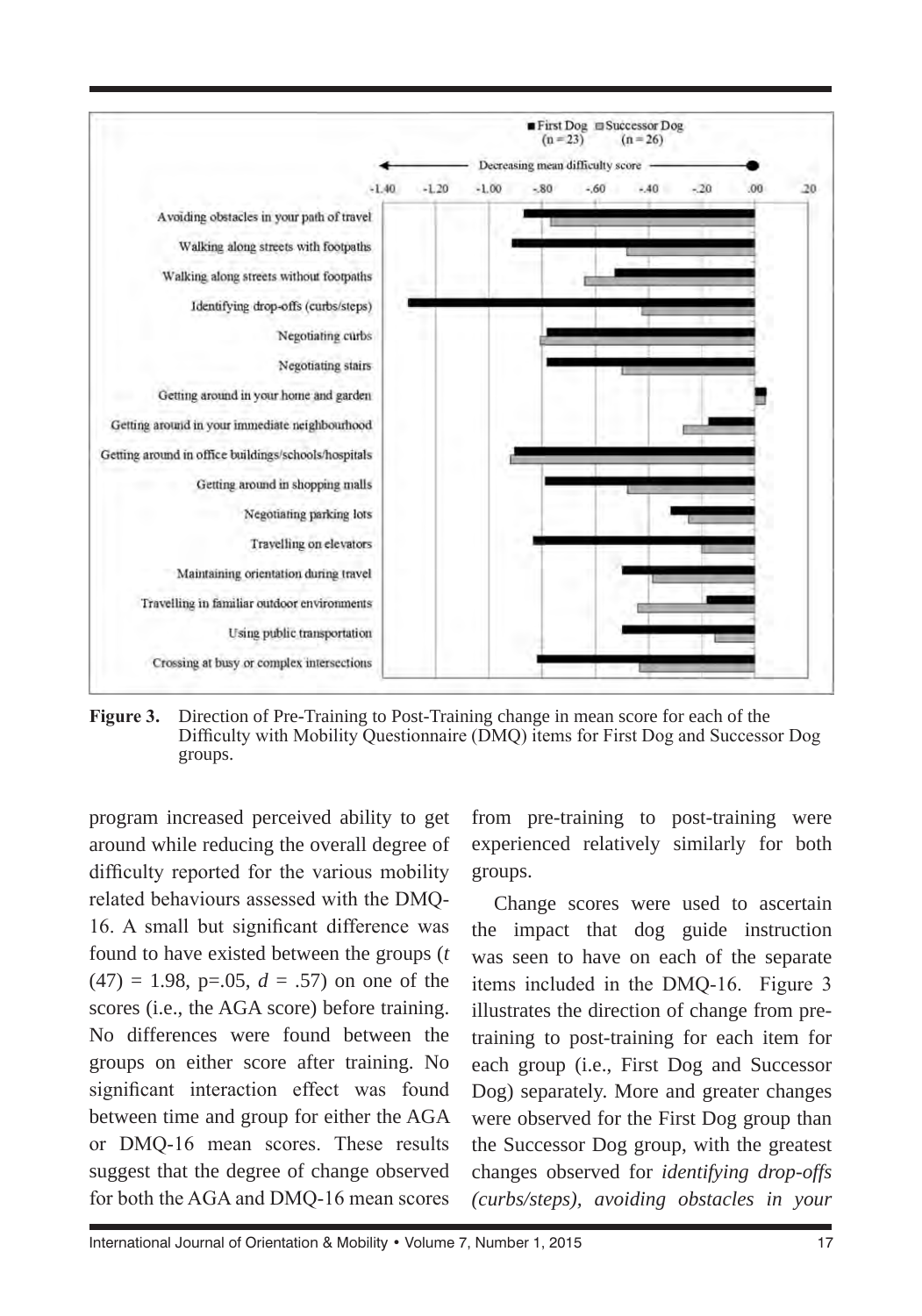Figure 3. Direction of Pre-Training to Post-Training change in mean score for each of the Difficulty with Mobility Questionnaire (DMQ) items for First Dog and Successor Dog groups.

program increased perceived ability to get around while reducing the overall degree of difficulty reported for the various mobility related behaviours assessed with the DMQ-16. A small but significant difference was found to have existed between the groups ($t$ (47) = 1.98, p=.05, $d$ = .57) on one of the scores (i.e., the AGA score) before training. No differences were found between the groups on either score after training. No significant interaction effect was found between time and group for either the AGA or DMQ-16 mean scores. These results suggest that the degree of change observed for both the AGA and DMQ-16 mean scores from pre-training to post-training were experienced relatively similarly for both groups.

Change scores were used to ascertain the impact that dog guide instruction was seen to have on each of the separate items included in the DMQ-16. Figure 3 illustrates the direction of change from pre-training to post-training for each item for each group (i.e., First Dog and Successor Dog) separately. More and greater changes were observed for the First Dog group than the Successor Dog group, with the greatest changes observed for *identifying drop-offs (curbs/steps), avoiding obstacles in your*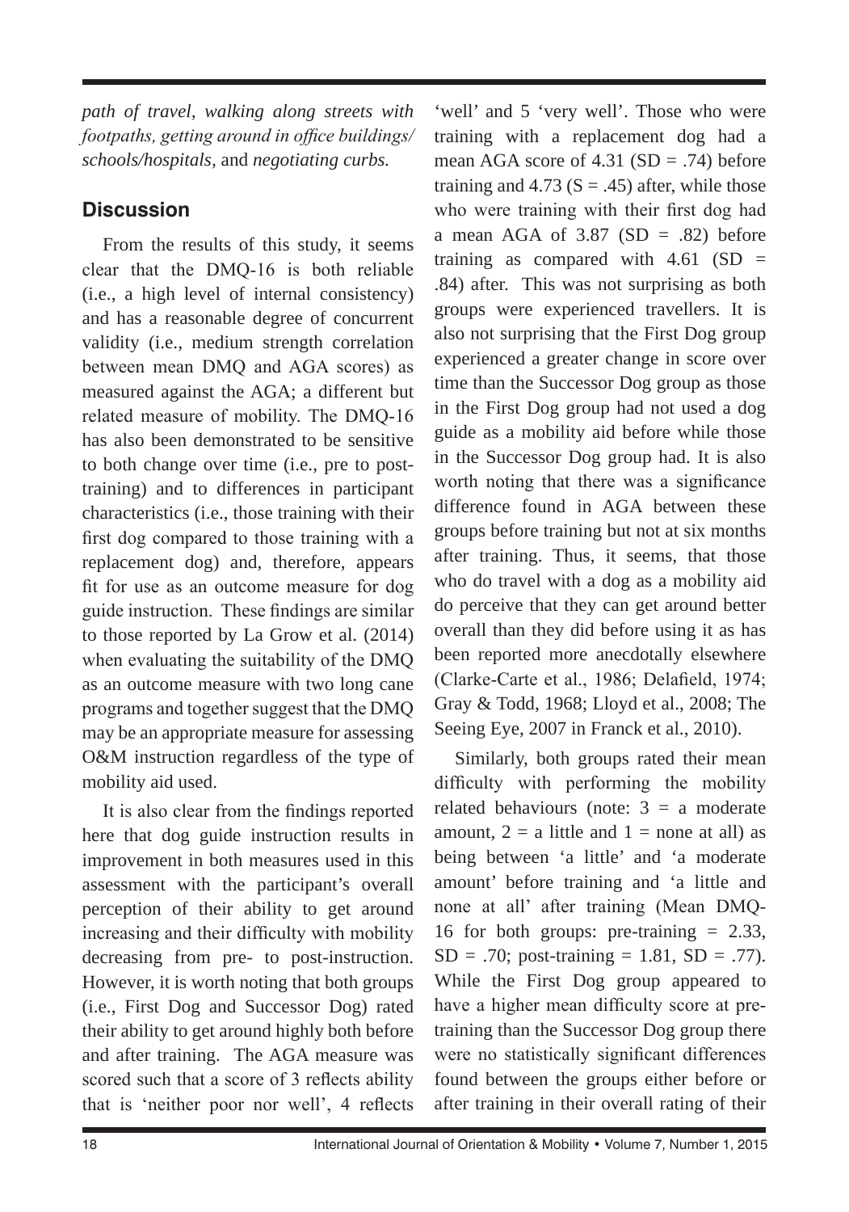*path of travel, walking along streets with footpaths, getting around in office buildings/ schools/hospitals*, and *negotiating curbs.*

## Discussion

From the results of this study, it seems clear that the DMQ-16 is both reliable (i.e., a high level of internal consistency) and has a reasonable degree of concurrent validity (i.e., medium strength correlation between mean DMQ and AGA scores) as measured against the AGA; a different but related measure of mobility. The DMQ-16 has also been demonstrated to be sensitive to both change over time (i.e., pre to post-training) and to differences in participant characteristics (i.e., those training with their first dog compared to those training with a replacement dog) and, therefore, appears fit for use as an outcome measure for dog guide instruction. These findings are similar to those reported by La Grow et al. (2014) when evaluating the suitability of the DMQ as an outcome measure with two long cane programs and together suggest that the DMQ may be an appropriate measure for assessing O&M instruction regardless of the type of mobility aid used.

It is also clear from the findings reported here that dog guide instruction results in improvement in both measures used in this assessment with the participant's overall perception of their ability to get around increasing and their difficulty with mobility decreasing from pre- to post-instruction. However, it is worth noting that both groups (i.e., First Dog and Successor Dog) rated their ability to get around highly both before and after training. The AGA measure was scored such that a score of 3 reflects ability that is 'neither poor nor well', 4 reflects 'well' and 5 'very well'. Those who were training with a replacement dog had a mean AGA score of 4.31 (SD = .74) before training and 4.73 (S = .45) after, while those who were training with their first dog had a mean AGA of 3.87 (SD = .82) before training as compared with 4.61 (SD = .84) after. This was not surprising as both groups were experienced travellers. It is also not surprising that the First Dog group experienced a greater change in score over time than the Successor Dog group as those in the First Dog group had not used a dog guide as a mobility aid before while those in the Successor Dog group had. It is also worth noting that there was a significance difference found in AGA between these groups before training but not at six months after training. Thus, it seems, that those who do travel with a dog as a mobility aid do perceive that they can get around better overall than they did before using it as has been reported more anecdotally elsewhere (Clarke-Carte et al., 1986; Delafield, 1974; Gray & Todd, 1968; Lloyd et al., 2008; The Seeing Eye, 2007 in Franck et al., 2010).

Similarly, both groups rated their mean difficulty with performing the mobility related behaviours (note: 3 = a moderate amount, 2 = a little and 1 = none at all) as being between 'a little' and 'a moderate amount' before training and 'a little and none at all' after training (Mean DMQ-16 for both groups: pre-training = 2.33, SD = .70; post-training = 1.81, SD = .77). While the First Dog group appeared to have a higher mean difficulty score at pre-training than the Successor Dog group there were no statistically significant differences found between the groups either before or after training in their overall rating of their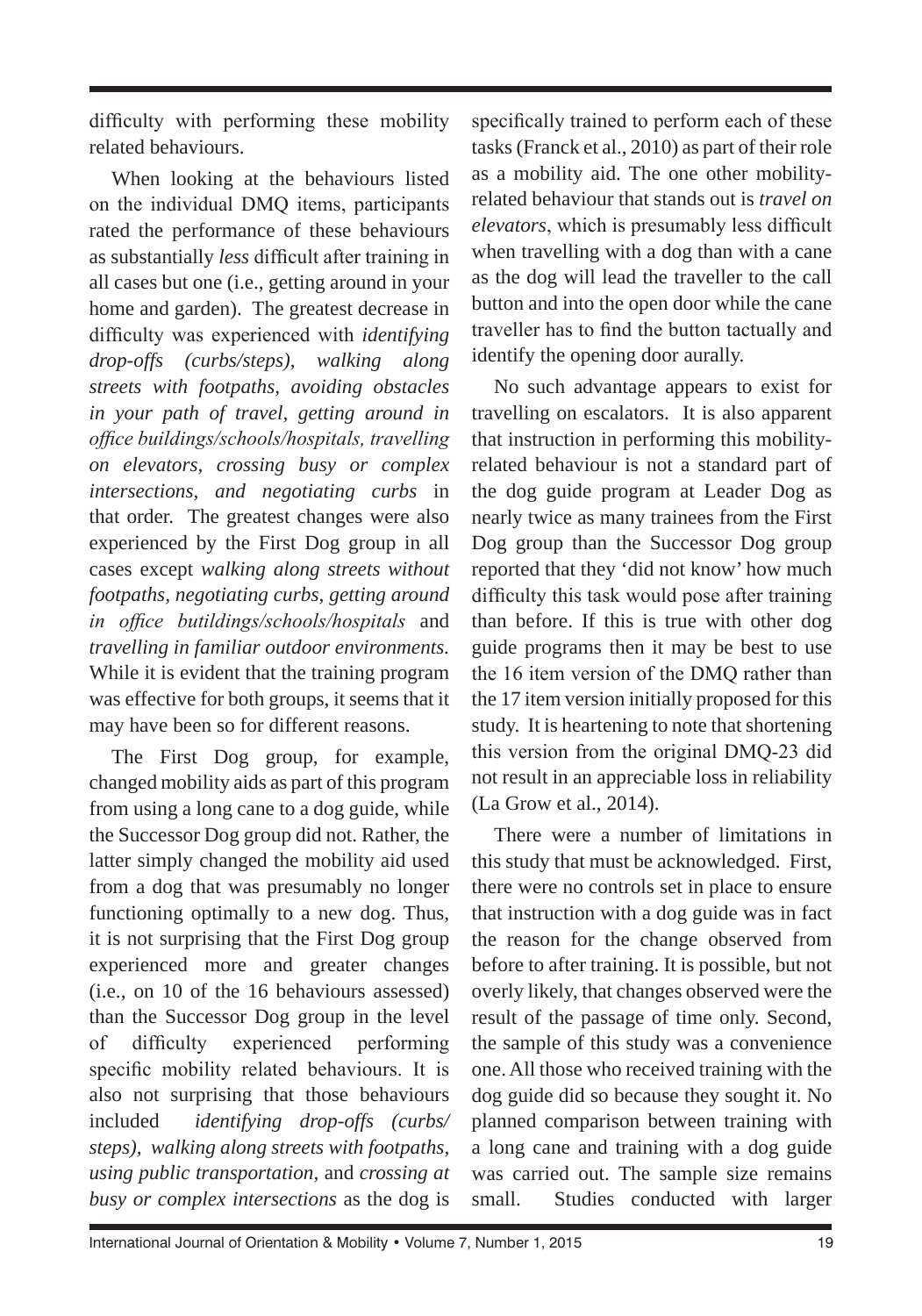difficulty with performing these mobility related behaviours.

When looking at the behaviours listed on the individual DMQ items, participants rated the performance of these behaviours as substantially *less* difficult after training in all cases but one (i.e., getting around in your home and garden). The greatest decrease in difficulty was experienced with *identifying drop-offs (curbs/steps), walking along streets with footpaths, avoiding obstacles in your path of travel, getting around in office buildings/schools/hospitals, travelling on elevators, crossing busy or complex intersections, and negotiating curbs* in that order. The greatest changes were also experienced by the First Dog group in all cases except *walking along streets without footpaths, negotiating curbs, getting around in office butildings/schools/hospitals* and *travelling in familiar outdoor environments.* While it is evident that the training program was effective for both groups, it seems that it may have been so for different reasons.

The First Dog group, for example, changed mobility aids as part of this program from using a long cane to a dog guide, while the Successor Dog group did not. Rather, the latter simply changed the mobility aid used from a dog that was presumably no longer functioning optimally to a new dog. Thus, it is not surprising that the First Dog group experienced more and greater changes (i.e., on 10 of the 16 behaviours assessed) than the Successor Dog group in the level of difficulty experienced performing specific mobility related behaviours. It is also not surprising that those behaviours included *identifying drop-offs (curbs/ steps), walking along streets with footpaths, using public transportation,* and *crossing at busy or complex intersections* as the dog is specifically trained to perform each of these tasks (Franck et al., 2010) as part of their role as a mobility aid. The one other mobility-related behaviour that stands out is *travel on elevators*, which is presumably less difficult when travelling with a dog than with a cane as the dog will lead the traveller to the call button and into the open door while the cane traveller has to find the button tactually and identify the opening door aurally.

No such advantage appears to exist for travelling on escalators. It is also apparent that instruction in performing this mobility-related behaviour is not a standard part of the dog guide program at Leader Dog as nearly twice as many trainees from the First Dog group than the Successor Dog group reported that they 'did not know' how much difficulty this task would pose after training than before. If this is true with other dog guide programs then it may be best to use the 16 item version of the DMQ rather than the 17 item version initially proposed for this study. It is heartening to note that shortening this version from the original DMQ-23 did not result in an appreciable loss in reliability (La Grow et al., 2014).

There were a number of limitations in this study that must be acknowledged. First, there were no controls set in place to ensure that instruction with a dog guide was in fact the reason for the change observed from before to after training. It is possible, but not overly likely, that changes observed were the result of the passage of time only. Second, the sample of this study was a convenience one. All those who received training with the dog guide did so because they sought it. No planned comparison between training with a long cane and training with a dog guide was carried out. The sample size remains small. Studies conducted with larger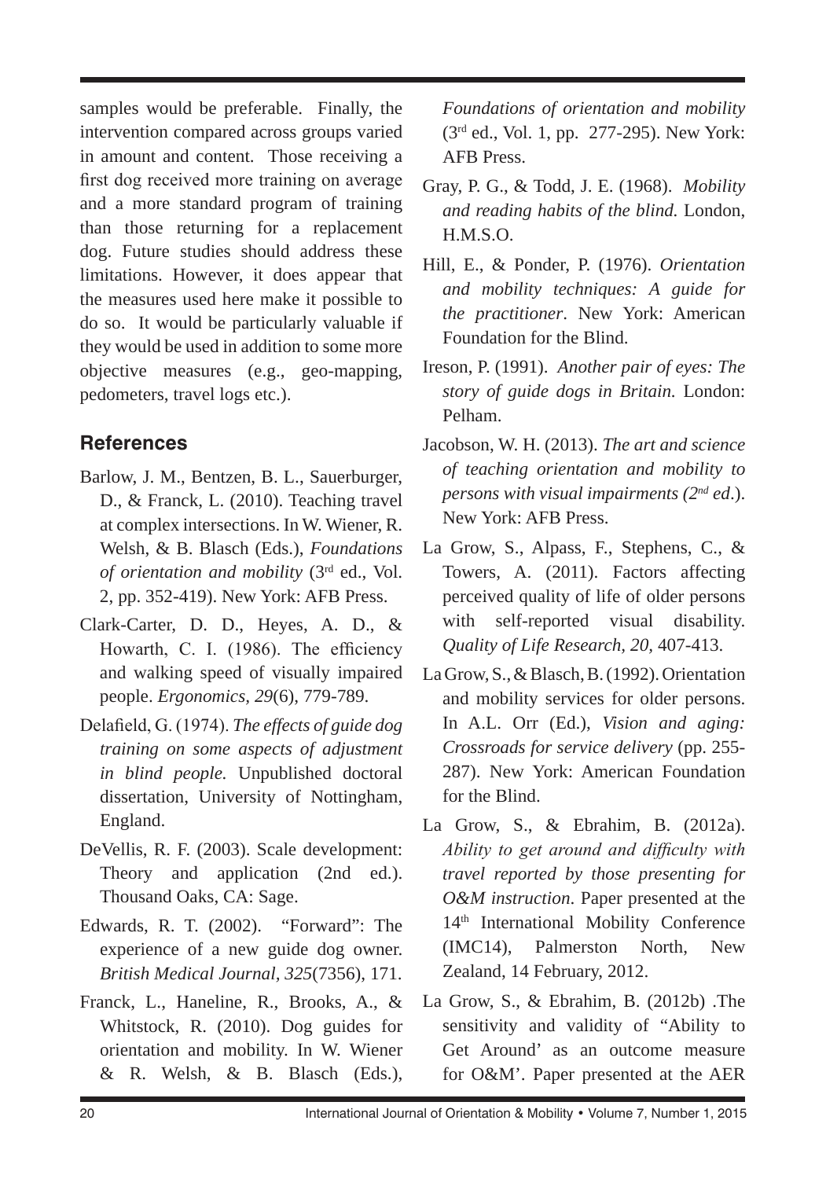samples would be preferable. Finally, the intervention compared across groups varied in amount and content. Those receiving a first dog received more training on average and a more standard program of training than those returning for a replacement dog. Future studies should address these limitations. However, it does appear that the measures used here make it possible to do so. It would be particularly valuable if they would be used in addition to some more objective measures (e.g., geo-mapping, pedometers, travel logs etc.).

## References

Barlow, J. M., Bentzen, B. L., Sauerburger, D., & Franck, L. (2010). Teaching travel at complex intersections. In W. Wiener, R. Welsh, & B. Blasch (Eds.), *Foundations of orientation and mobility* (3rd ed., Vol. 2, pp. 352-419). New York: AFB Press.

Clark-Carter, D. D., Heyes, A. D., & Howarth, C. I. (1986). The efficiency and walking speed of visually impaired people. *Ergonomics*, *29*(6), 779-789.

Delafield, G. (1974). *The effects of guide dog training on some aspects of adjustment in blind people.* Unpublished doctoral dissertation, University of Nottingham, England.

DeVellis, R. F. (2003). Scale development: Theory and application (2nd ed.). Thousand Oaks, CA: Sage.

Edwards, R. T. (2002). "Forward": The experience of a new guide dog owner. *British Medical Journal*, *325*(7356), 171.

Franck, L., Haneline, R., Brooks, A., & Whitstock, R. (2010). Dog guides for orientation and mobility. In W. Wiener & R. Welsh, & B. Blasch (Eds.), *Foundations of orientation and mobility* (3rd ed., Vol. 1, pp. 277-295). New York: AFB Press.

Gray, P. G., & Todd, J. E. (1968). *Mobility and reading habits of the blind.* London, H.M.S.O.

Hill, E., & Ponder, P. (1976). *Orientation and mobility techniques: A guide for the practitioner*. New York: American Foundation for the Blind.

Ireson, P. (1991). *Another pair of eyes: The story of guide dogs in Britain.* London: Pelham.

Jacobson, W. H. (2013). *The art and science of teaching orientation and mobility to persons with visual impairments (2nd ed*.). New York: AFB Press.

La Grow, S., Alpass, F., Stephens, C., & Towers, A. (2011). Factors affecting perceived quality of life of older persons with self-reported visual disability. *Quality of Life Research, 20*, 407-413.

La Grow, S., & Blasch, B. (1992). Orientation and mobility services for older persons. In A.L. Orr (Ed.), *Vision and aging: Crossroads for service delivery* (pp. 255-287). New York: American Foundation for the Blind.

La Grow, S., & Ebrahim, B. (2012a). *Ability to get around and difficulty with travel reported by those presenting for O&M instruction.* Paper presented at the 14th International Mobility Conference (IMC14), Palmerston North, New Zealand, 14 February, 2012.

La Grow, S., & Ebrahim, B. (2012b) .The sensitivity and validity of "Ability to Get Around' as an outcome measure for O&M'. Paper presented at the AER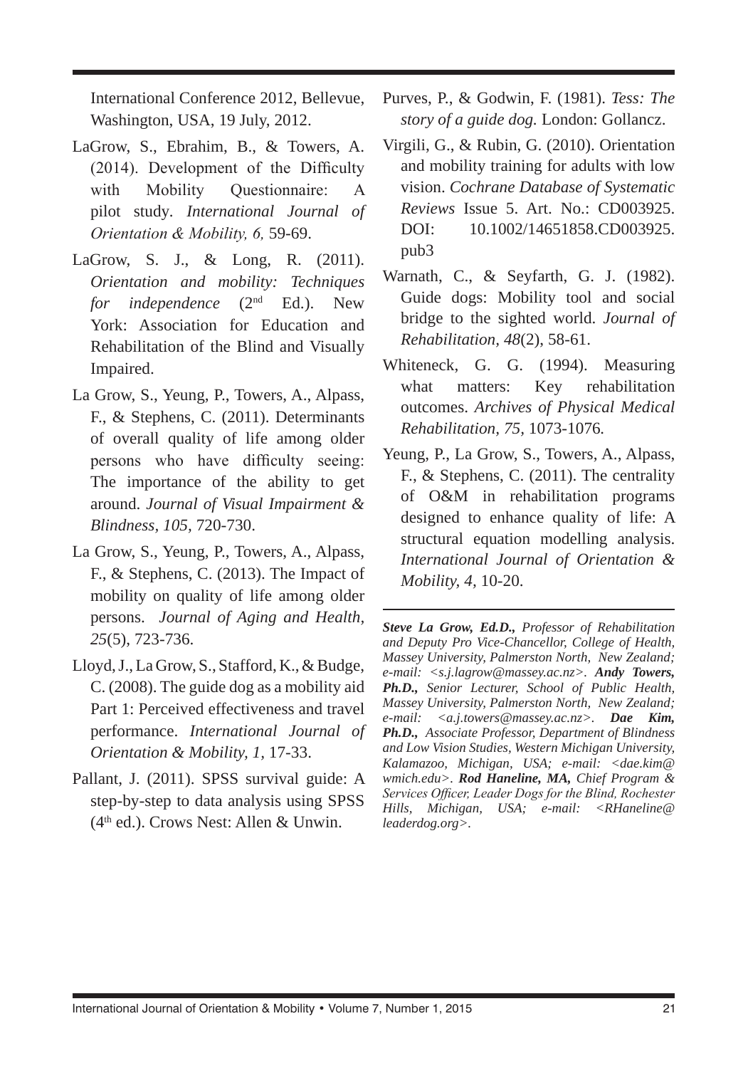International Conference 2012, Bellevue, Washington, USA, 19 July, 2012.

LaGrow, S., Ebrahim, B., & Towers, A. (2014). Development of the Difficulty with Mobility Questionnaire: A pilot study. *International Journal of Orientation & Mobility, 6,* 59-69.

LaGrow, S. J., & Long, R. (2011). *Orientation and mobility: Techniques for independence* (2nd Ed.). New York: Association for Education and Rehabilitation of the Blind and Visually Impaired.

La Grow, S., Yeung, P., Towers, A., Alpass, F., & Stephens, C. (2011). Determinants of overall quality of life among older persons who have difficulty seeing: The importance of the ability to get around. *Journal of Visual Impairment & Blindness, 105*, 720-730.

La Grow, S., Yeung, P., Towers, A., Alpass, F., & Stephens, C. (2013). The Impact of mobility on quality of life among older persons. *Journal of Aging and Health, 25*(5), 723-736.

Lloyd, J., La Grow, S., Stafford, K., & Budge, C. (2008). The guide dog as a mobility aid Part 1: Perceived effectiveness and travel performance. *International Journal of Orientation & Mobility, 1,* 17-33.

Pallant, J. (2011). SPSS survival guide: A step-by-step to data analysis using SPSS (4th ed.). Crows Nest: Allen & Unwin.

Purves, P., & Godwin, F. (1981). *Tess: The story of a guide dog.* London: Gollancz.

Virgili, G., & Rubin, G. (2010). Orientation and mobility training for adults with low vision. *Cochrane Database of Systematic Reviews* Issue 5. Art. No.: CD003925. DOI: 10.1002/14651858.CD003925.pub3

Warnath, C., & Seyfarth, G. J. (1982). Guide dogs: Mobility tool and social bridge to the sighted world. *Journal of Rehabilitation, 48*(2), 58-61.

Whiteneck, G. G. (1994). Measuring what matters: Key rehabilitation outcomes. *Archives of Physical Medical Rehabilitation*, *75*, 1073-1076.

Yeung, P., La Grow, S., Towers, A., Alpass, F., & Stephens, C. (2011). The centrality of O&M in rehabilitation programs designed to enhance quality of life: A structural equation modelling analysis. *International Journal of Orientation & Mobility, 4*, 10-20.

---

***Steve La Grow, Ed.D.,*** *Professor of Rehabilitation and Deputy Pro Vice-Chancellor, College of Health, Massey University, Palmerston North, New Zealand; e-mail: <s.j.lagrow@massey.ac.nz>.* ***Andy Towers, Ph.D.,*** *Senior Lecturer, School of Public Health, Massey University, Palmerston North, New Zealand; e-mail: <a.j.towers@massey.ac.nz>.* ***Dae Kim, Ph.D.,*** *Associate Professor, Department of Blindness and Low Vision Studies, Western Michigan University, Kalamazoo, Michigan, USA; e-mail: <dae.kim@wmich.edu>.* ***Rod Haneline, MA,*** *Chief Program & Services Officer, Leader Dogs for the Blind, Rochester Hills, Michigan, USA; e-mail: <RHaneline@leaderdog.org>.*